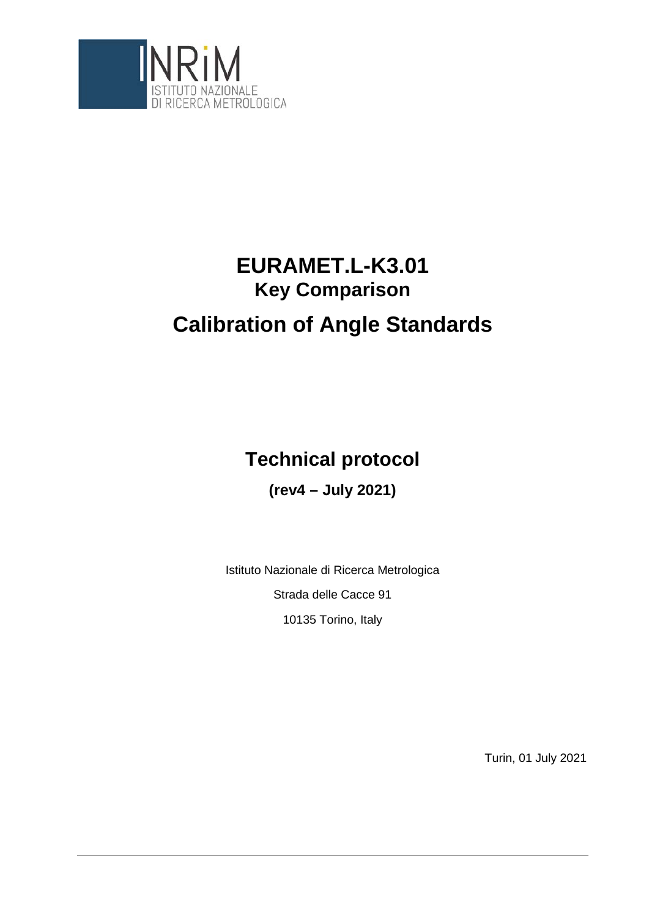INRiM
ISTITUTO NAZIONALE
DI RICERCA METROLOGICA

# EURAMET.L-K3.01

## Key Comparison

# Calibration of Angle Standards

## Technical protocol

**(rev4 – July 2021)**

Istituto Nazionale di Ricerca Metrologica

Strada delle Cacce 91

10135 Torino, Italy

Turin, 01 July 2021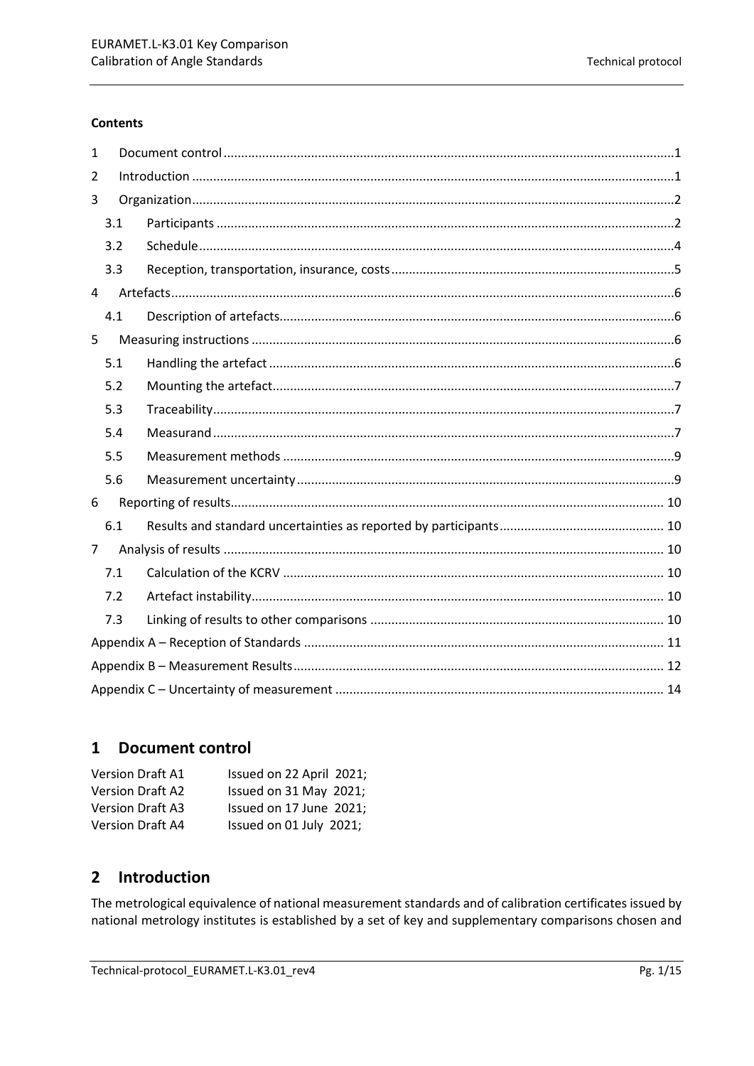**Contents**

| | | |
|---|---|---|
| 1 | Document control | 1 |
| 2 | Introduction | 1 |
| 3 | Organization | 2 |
| 3.1 | Participants | 2 |
| 3.2 | Schedule | 4 |
| 3.3 | Reception, transportation, insurance, costs | 5 |
| 4 | Artefacts | 6 |
| 4.1 | Description of artefacts | 6 |
| 5 | Measuring instructions | 6 |
| 5.1 | Handling the artefact | 6 |
| 5.2 | Mounting the artefact | 7 |
| 5.3 | Traceability | 7 |
| 5.4 | Measurand | 7 |
| 5.5 | Measurement methods | 9 |
| 5.6 | Measurement uncertainty | 9 |
| 6 | Reporting of results | 10 |
| 6.1 | Results and standard uncertainties as reported by participants | 10 |
| 7 | Analysis of results | 10 |
| 7.1 | Calculation of the KCRV | 10 |
| 7.2 | Artefact instability | 10 |
| 7.3 | Linking of results to other comparisons | 10 |
| | Appendix A – Reception of Standards | 11 |
| | Appendix B – Measurement Results | 12 |
| | Appendix C – Uncertainty of measurement | 14 |

# 1 Document control

| | |
|---|---|
| Version Draft A1 | Issued on 22 April 2021; |
| Version Draft A2 | Issued on 31 May 2021; |
| Version Draft A3 | Issued on 17 June 2021; |
| Version Draft A4 | Issued on 01 July 2021; |

# 2 Introduction

The metrological equivalence of national measurement standards and of calibration certificates issued by national metrology institutes is established by a set of key and supplementary comparisons chosen and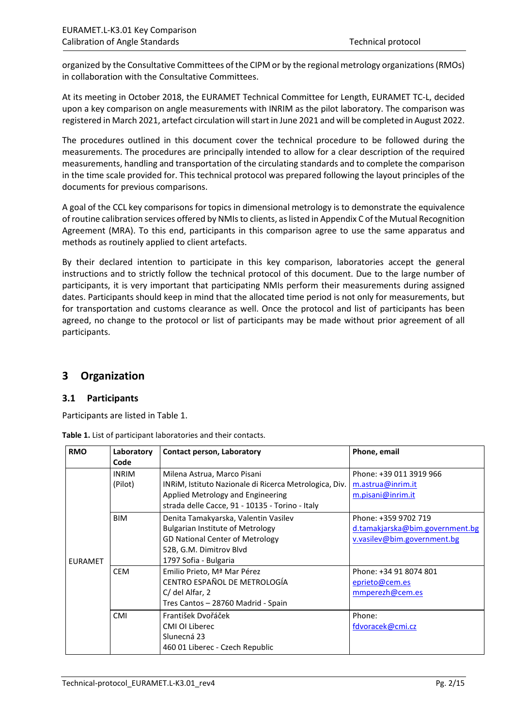organized by the Consultative Committees of the CIPM or by the regional metrology organizations (RMOs) in collaboration with the Consultative Committees.

At its meeting in October 2018, the EURAMET Technical Committee for Length, EURAMET TC-L, decided upon a key comparison on angle measurements with INRIM as the pilot laboratory. The comparison was registered in March 2021, artefact circulation will start in June 2021 and will be completed in August 2022.

The procedures outlined in this document cover the technical procedure to be followed during the measurements. The procedures are principally intended to allow for a clear description of the required measurements, handling and transportation of the circulating standards and to complete the comparison in the time scale provided for. This technical protocol was prepared following the layout principles of the documents for previous comparisons.

A goal of the CCL key comparisons for topics in dimensional metrology is to demonstrate the equivalence of routine calibration services offered by NMIs to clients, as listed in Appendix C of the Mutual Recognition Agreement (MRA). To this end, participants in this comparison agree to use the same apparatus and methods as routinely applied to client artefacts.

By their declared intention to participate in this key comparison, laboratories accept the general instructions and to strictly follow the technical protocol of this document. Due to the large number of participants, it is very important that participating NMIs perform their measurements during assigned dates. Participants should keep in mind that the allocated time period is not only for measurements, but for transportation and customs clearance as well. Once the protocol and list of participants has been agreed, no change to the protocol or list of participants may be made without prior agreement of all participants.

# 3 Organization

## 3.1 Participants

Participants are listed in Table 1.

**Table 1.** List of participant laboratories and their contacts.

| RMO | Laboratory Code | Contact person, Laboratory | Phone, email |
|---|---|---|---|
| EURAMET | INRIM (Pilot) | Milena Astrua, Marco Pisani<br>INRiM, Istituto Nazionale di Ricerca Metrologica, Div. Applied Metrology and Engineering<br>strada delle Cacce, 91 - 10135 - Torino - Italy | Phone: +39 011 3919 966<br>m.astrua@inrim.it<br>m.pisani@inrim.it |
| | BIM | Denita Tamakyarska, Valentin Vasilev<br>Bulgarian Institute of Metrology<br>GD National Center of Metrology<br>52B, G.M. Dimitrov Blvd<br>1797 Sofia - Bulgaria | Phone: +359 9702 719<br>d.tamakjarska@bim.government.bg<br>v.vasilev@bim.government.bg |
| | CEM | Emilio Prieto, Mª Mar Pérez<br>CENTRO ESPAÑOL DE METROLOGÍA<br>C/ del Alfar, 2<br>Tres Cantos – 28760 Madrid - Spain | Phone: +34 91 8074 801<br>eprieto@cem.es<br>mmperezh@cem.es |
| | CMI | František Dvořáček<br>CMI OI Liberec<br>Slunecná 23<br>460 01 Liberec - Czech Republic | Phone:<br>fdvoracek@cmi.cz |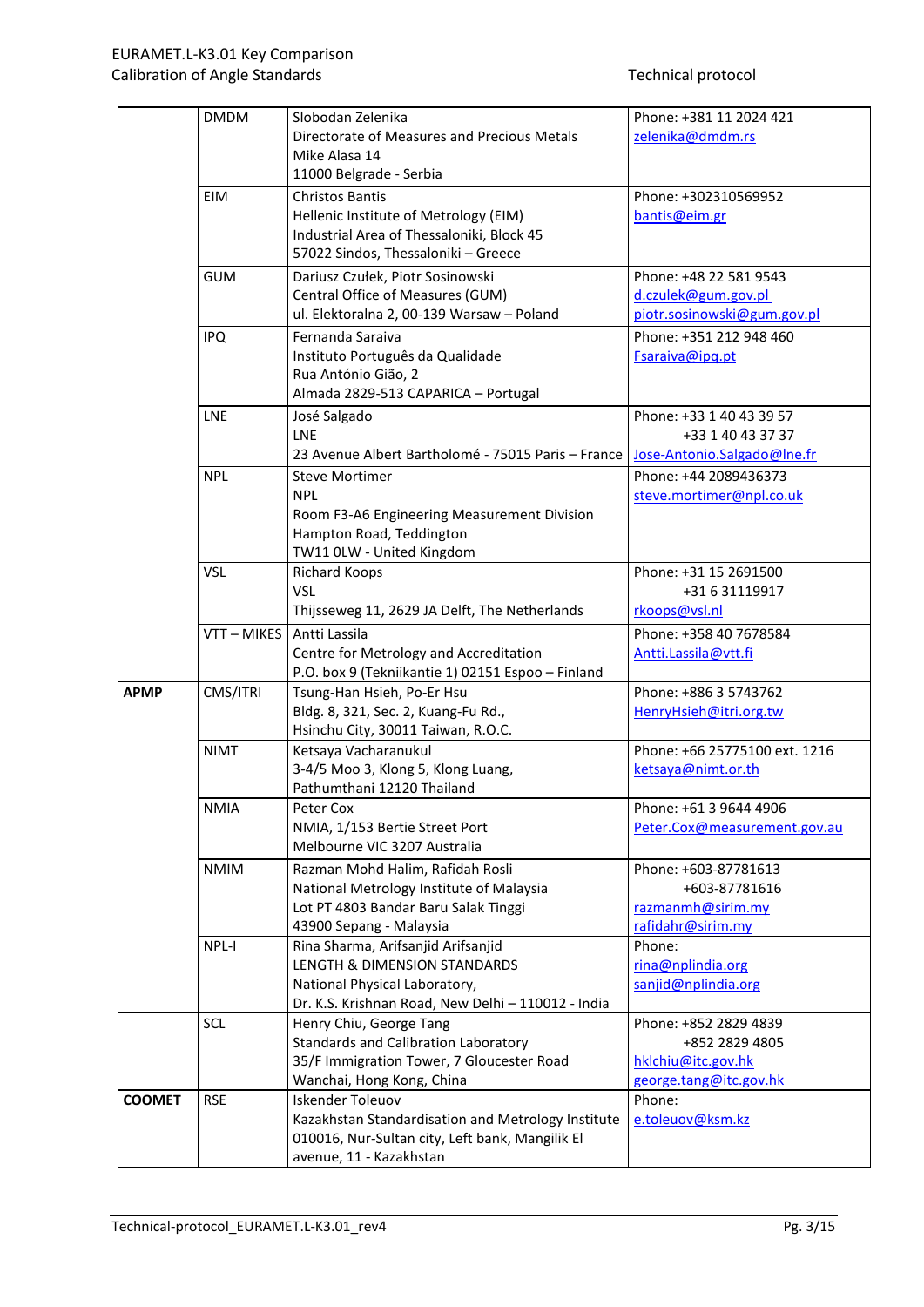| | | | |
|---|---|---|---|
| | DMDM | Slobodan Zelenika<br>Directorate of Measures and Precious Metals<br>Mike Alasa 14<br>11000 Belgrade - Serbia | Phone: +381 11 2024 421<br>zelenika@dmdm.rs |
| | EIM | Christos Bantis<br>Hellenic Institute of Metrology (EIM)<br>Industrial Area of Thessaloniki, Block 45<br>57022 Sindos, Thessaloniki – Greece | Phone: +302310569952<br>bantis@eim.gr |
| | GUM | Dariusz Czułek, Piotr Sosinowski<br>Central Office of Measures (GUM)<br>ul. Elektoralna 2, 00-139 Warsaw – Poland | Phone: +48 22 581 9543<br>d.czulek@gum.gov.pl<br>piotr.sosinowski@gum.gov.pl |
| | IPQ | Fernanda Saraiva<br>Instituto Português da Qualidade<br>Rua António Gião, 2<br>Almada 2829-513 CAPARICA – Portugal | Phone: +351 212 948 460<br>Fsaraiva@ipq.pt |
| | LNE | José Salgado<br>LNE<br>23 Avenue Albert Bartholomé - 75015 Paris – France | Phone: +33 1 40 43 39 57<br>+33 1 40 43 37 37<br>Jose-Antonio.Salgado@lne.fr |
| | NPL | Steve Mortimer<br>NPL<br>Room F3-A6 Engineering Measurement Division<br>Hampton Road, Teddington<br>TW11 0LW - United Kingdom | Phone: +44 2089436373<br>steve.mortimer@npl.co.uk |
| | VSL | Richard Koops<br>VSL<br>Thijsseweg 11, 2629 JA Delft, The Netherlands | Phone: +31 15 2691500<br>+31 6 31119917<br>rkoops@vsl.nl |
| | VTT – MIKES | Antti Lassila<br>Centre for Metrology and Accreditation<br>P.O. box 9 (Tekniikantie 1) 02151 Espoo – Finland | Phone: +358 40 7678584<br>Antti.Lassila@vtt.fi |
| **APMP** | CMS/ITRI | Tsung-Han Hsieh, Po-Er Hsu<br>Bldg. 8, 321, Sec. 2, Kuang-Fu Rd.,<br>Hsinchu City, 30011 Taiwan, R.O.C. | Phone: +886 3 5743762<br>HenryHsieh@itri.org.tw |
| | NIMT | Ketsaya Vacharanukul<br>3-4/5 Moo 3, Klong 5, Klong Luang,<br>Pathumthani 12120 Thailand | Phone: +66 25775100 ext. 1216<br>ketsaya@nimt.or.th |
| | NMIA | Peter Cox<br>NMIA, 1/153 Bertie Street Port<br>Melbourne VIC 3207 Australia | Phone: +61 3 9644 4906<br>Peter.Cox@measurement.gov.au |
| | NMIM | Razman Mohd Halim, Rafidah Rosli<br>National Metrology Institute of Malaysia<br>Lot PT 4803 Bandar Baru Salak Tinggi<br>43900 Sepang - Malaysia | Phone: +603-87781613<br>+603-87781616<br>razmanmh@sirim.my<br>rafidahr@sirim.my |
| | NPL-I | Rina Sharma, Arifsanjid Arifsanjid<br>LENGTH & DIMENSION STANDARDS<br>National Physical Laboratory,<br>Dr. K.S. Krishnan Road, New Delhi – 110012 - India | Phone:<br>rina@nplindia.org<br>sanjid@nplindia.org |
| | SCL | Henry Chiu, George Tang<br>Standards and Calibration Laboratory<br>35/F Immigration Tower, 7 Gloucester Road<br>Wanchai, Hong Kong, China | Phone: +852 2829 4839<br>+852 2829 4805<br>hklchiu@itc.gov.hk<br>george.tang@itc.gov.hk |
| **COOMET** | RSE | Iskender Toleuov<br>Kazakhstan Standardisation and Metrology Institute<br>010016, Nur-Sultan city, Left bank, Mangilik El avenue, 11 - Kazakhstan | Phone:<br>e.toleuov@ksm.kz |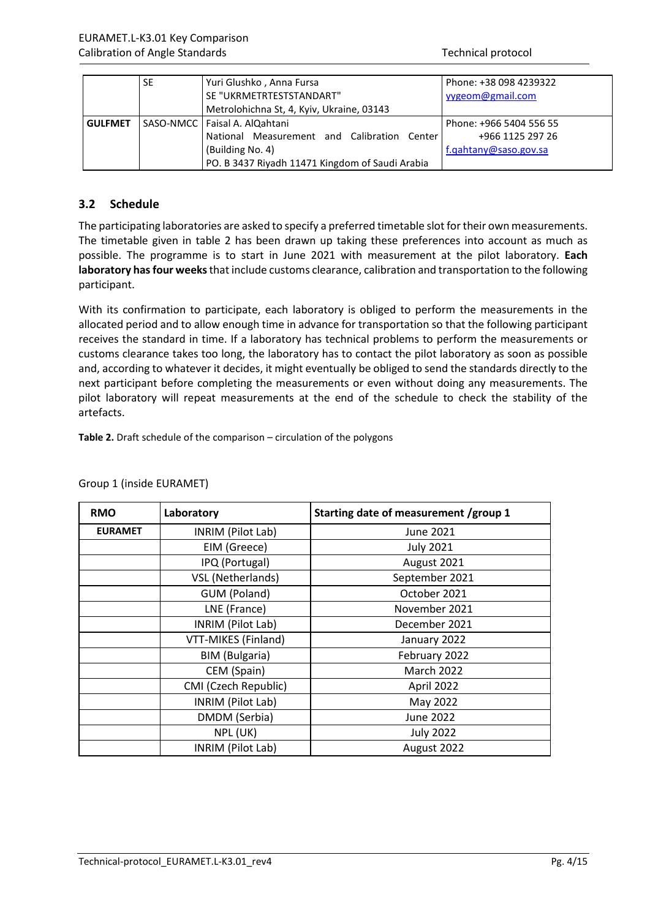|  | SE | Yuri Glushko , Anna Fursa<br>SE "UKRMETRTESTSTANDART"<br>Metrolohichna St, 4, Kyiv, Ukraine, 03143 | Phone: +38 098 4239322<br>yygeom@gmail.com |
|---|---|---|---|
| **GULFMET** | SASO-NMCC | Faisal A. AlQahtani<br>National Measurement and Calibration Center (Building No. 4)<br>PO. B 3437 Riyadh 11471 Kingdom of Saudi Arabia | Phone: +966 5404 556 55<br>+966 1125 297 26<br>f.qahtany@saso.gov.sa |

### 3.2 Schedule

The participating laboratories are asked to specify a preferred timetable slot for their own measurements. The timetable given in table 2 has been drawn up taking these preferences into account as much as possible. The programme is to start in June 2021 with measurement at the pilot laboratory. **Each laboratory has four weeks** that include customs clearance, calibration and transportation to the following participant.

With its confirmation to participate, each laboratory is obliged to perform the measurements in the allocated period and to allow enough time in advance for transportation so that the following participant receives the standard in time. If a laboratory has technical problems to perform the measurements or customs clearance takes too long, the laboratory has to contact the pilot laboratory as soon as possible and, according to whatever it decides, it might eventually be obliged to send the standards directly to the next participant before completing the measurements or even without doing any measurements. The pilot laboratory will repeat measurements at the end of the schedule to check the stability of the artefacts.

**Table 2.** Draft schedule of the comparison – circulation of the polygons

Group 1 (inside EURAMET)

| RMO | Laboratory | Starting date of measurement /group 1 |
|---|---|---|
| **EURAMET** | INRIM (Pilot Lab) | June 2021 |
|  | EIM (Greece) | July 2021 |
|  | IPQ (Portugal) | August 2021 |
|  | VSL (Netherlands) | September 2021 |
|  | GUM (Poland) | October 2021 |
|  | LNE (France) | November 2021 |
|  | INRIM (Pilot Lab) | December 2021 |
|  | VTT-MIKES (Finland) | January 2022 |
|  | BIM (Bulgaria) | February 2022 |
|  | CEM (Spain) | March 2022 |
|  | CMI (Czech Republic) | April 2022 |
|  | INRIM (Pilot Lab) | May 2022 |
|  | DMDM (Serbia) | June 2022 |
|  | NPL (UK) | July 2022 |
|  | INRIM (Pilot Lab) | August 2022 |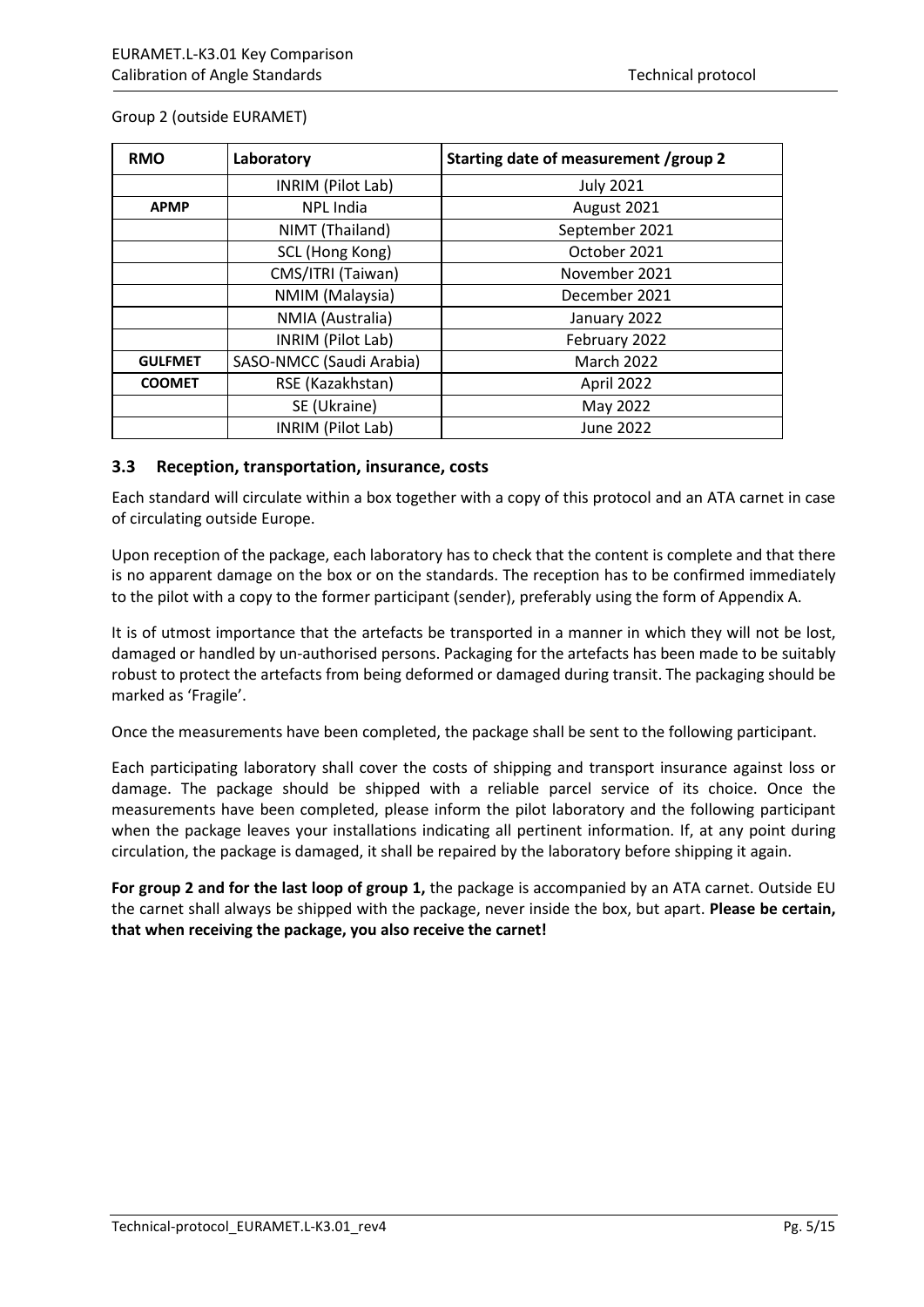Group 2 (outside EURAMET)

| RMO | Laboratory | Starting date of measurement /group 2 |
|---|---|---|
| | INRIM (Pilot Lab) | July 2021 |
| **APMP** | NPL India | August 2021 |
| | NIMT (Thailand) | September 2021 |
| | SCL (Hong Kong) | October 2021 |
| | CMS/ITRI (Taiwan) | November 2021 |
| | NMIM (Malaysia) | December 2021 |
| | NMIA (Australia) | January 2022 |
| | INRIM (Pilot Lab) | February 2022 |
| **GULFMET** | SASO-NMCC (Saudi Arabia) | March 2022 |
| **COOMET** | RSE (Kazakhstan) | April 2022 |
| | SE (Ukraine) | May 2022 |
| | INRIM (Pilot Lab) | June 2022 |

### 3.3 Reception, transportation, insurance, costs

Each standard will circulate within a box together with a copy of this protocol and an ATA carnet in case of circulating outside Europe.

Upon reception of the package, each laboratory has to check that the content is complete and that there is no apparent damage on the box or on the standards. The reception has to be confirmed immediately to the pilot with a copy to the former participant (sender), preferably using the form of Appendix A.

It is of utmost importance that the artefacts be transported in a manner in which they will not be lost, damaged or handled by un-authorised persons. Packaging for the artefacts has been made to be suitably robust to protect the artefacts from being deformed or damaged during transit. The packaging should be marked as 'Fragile'.

Once the measurements have been completed, the package shall be sent to the following participant.

Each participating laboratory shall cover the costs of shipping and transport insurance against loss or damage. The package should be shipped with a reliable parcel service of its choice. Once the measurements have been completed, please inform the pilot laboratory and the following participant when the package leaves your installations indicating all pertinent information. If, at any point during circulation, the package is damaged, it shall be repaired by the laboratory before shipping it again.

**For group 2 and for the last loop of group 1,** the package is accompanied by an ATA carnet. Outside EU the carnet shall always be shipped with the package, never inside the box, but apart. **Please be certain, that when receiving the package, you also receive the carnet!**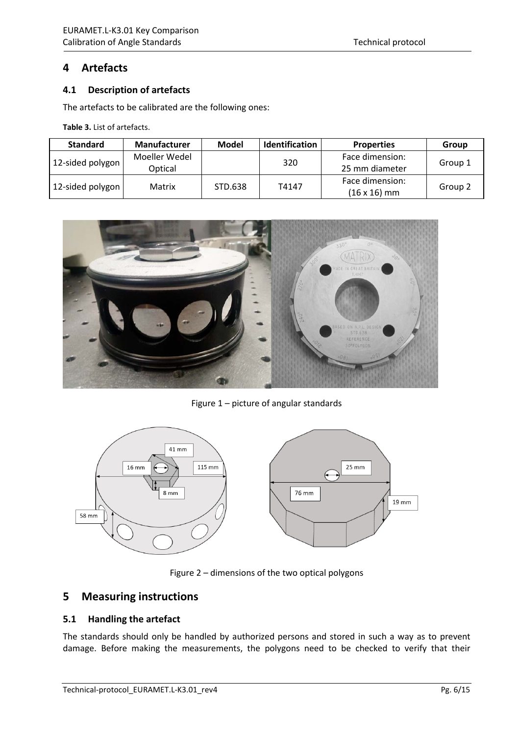## 4 Artefacts

### 4.1 Description of artefacts

The artefacts to be calibrated are the following ones:

**Table 3.** List of artefacts.

| Standard | Manufacturer | Model | Identification | Properties | Group |
|---|---|---|---|---|---|
| 12-sided polygon | Moeller Wedel Optical | | 320 | Face dimension: 25 mm diameter | Group 1 |
| 12-sided polygon | Matrix | STD.638 | T4147 | Face dimension: (16 x 16) mm | Group 2 |

Figure 1 – picture of angular standards

Figure 2 – dimensions of the two optical polygons

## 5 Measuring instructions

### 5.1 Handling the artefact

The standards should only be handled by authorized persons and stored in such a way as to prevent damage. Before making the measurements, the polygons need to be checked to verify that their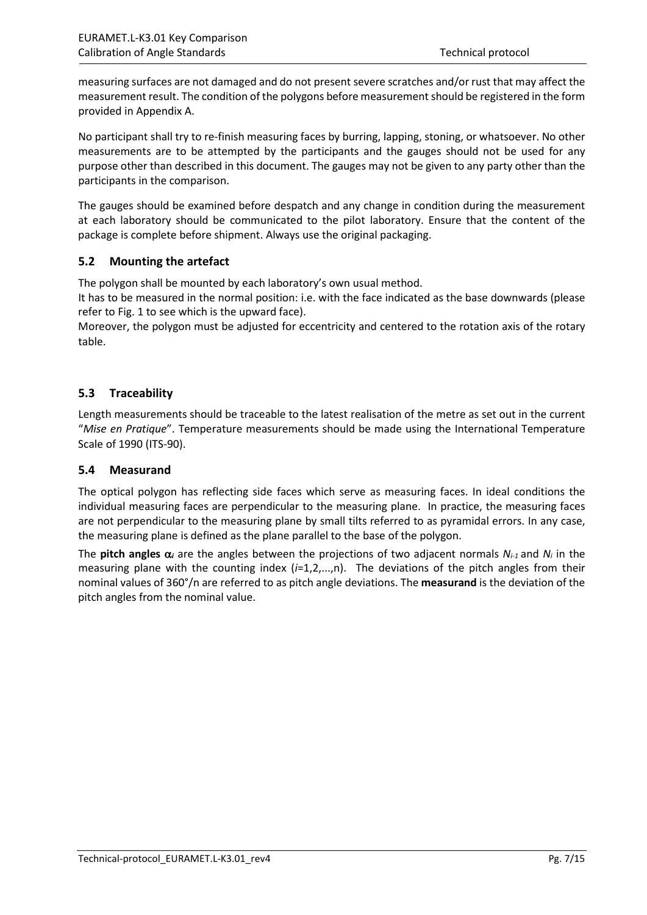measuring surfaces are not damaged and do not present severe scratches and/or rust that may affect the measurement result. The condition of the polygons before measurement should be registered in the form provided in Appendix A.

No participant shall try to re-finish measuring faces by burring, lapping, stoning, or whatsoever. No other measurements are to be attempted by the participants and the gauges should not be used for any purpose other than described in this document. The gauges may not be given to any party other than the participants in the comparison.

The gauges should be examined before despatch and any change in condition during the measurement at each laboratory should be communicated to the pilot laboratory. Ensure that the content of the package is complete before shipment. Always use the original packaging.

### 5.2 Mounting the artefact

The polygon shall be mounted by each laboratory's own usual method.
It has to be measured in the normal position: i.e. with the face indicated as the base downwards (please refer to Fig. 1 to see which is the upward face).
Moreover, the polygon must be adjusted for eccentricity and centered to the rotation axis of the rotary table.

### 5.3 Traceability

Length measurements should be traceable to the latest realisation of the metre as set out in the current "*Mise en Pratique*". Temperature measurements should be made using the International Temperature Scale of 1990 (ITS-90).

### 5.4 Measurand

The optical polygon has reflecting side faces which serve as measuring faces. In ideal conditions the individual measuring faces are perpendicular to the measuring plane. In practice, the measuring faces are not perpendicular to the measuring plane by small tilts referred to as pyramidal errors. In any case, the measuring plane is defined as the plane parallel to the base of the polygon.

The **pitch angles** $\alpha_i$ are the angles between the projections of two adjacent normals $N_{i-1}$ and $N_i$ in the measuring plane with the counting index ($i$=1,2,...,n). The deviations of the pitch angles from their nominal values of 360°/n are referred to as pitch angle deviations. The **measurand** is the deviation of the pitch angles from the nominal value.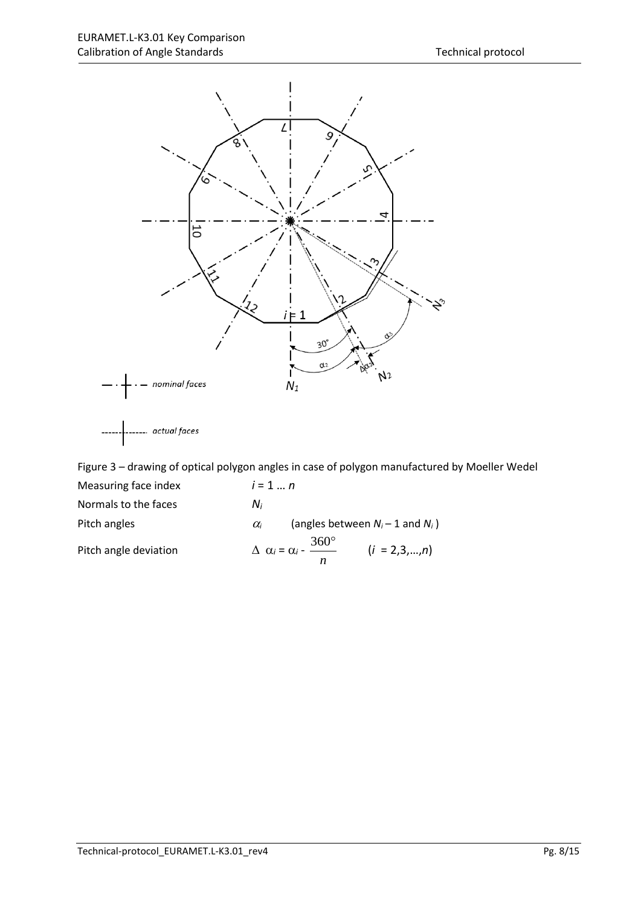Figure 3 – drawing of optical polygon angles in case of polygon manufactured by Moeller Wedel

| | |
|---|---|
| Measuring face index | $i = 1 \ldots n$ |
| Normals to the faces | $N_i$ |
| Pitch angles | $\alpha_i$ (angles between $N_i - 1$ and $N_i$ ) |
| Pitch angle deviation | $\Delta\ \alpha_i = \alpha_i - \dfrac{360°}{n}$ ($i$ = 2,3,…,$n$) |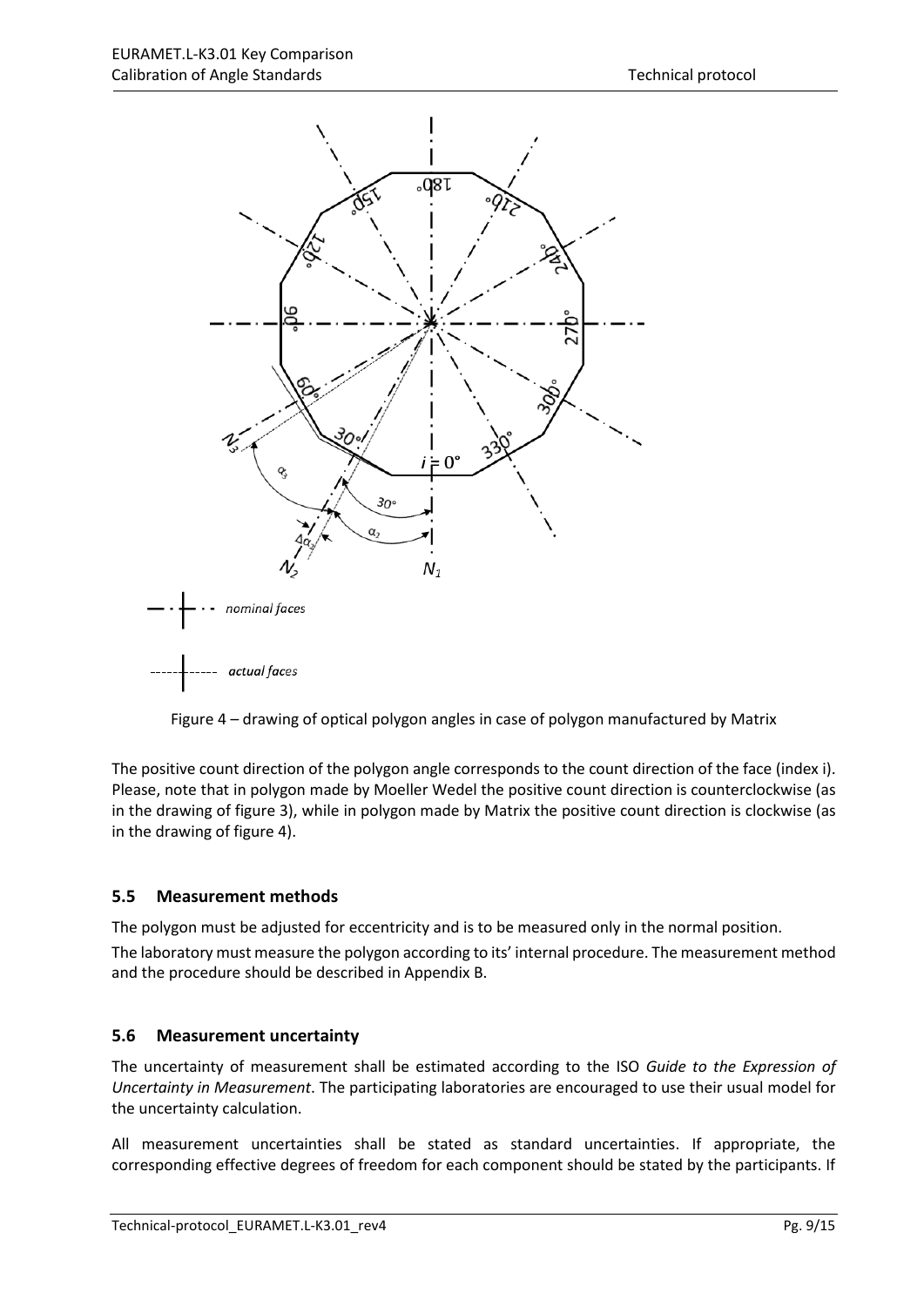Figure 4 – drawing of optical polygon angles in case of polygon manufactured by Matrix

The positive count direction of the polygon angle corresponds to the count direction of the face (index i). Please, note that in polygon made by Moeller Wedel the positive count direction is counterclockwise (as in the drawing of figure 3), while in polygon made by Matrix the positive count direction is clockwise (as in the drawing of figure 4).

## 5.5 Measurement methods

The polygon must be adjusted for eccentricity and is to be measured only in the normal position.

The laboratory must measure the polygon according to its' internal procedure. The measurement method and the procedure should be described in Appendix B.

## 5.6 Measurement uncertainty

The uncertainty of measurement shall be estimated according to the ISO *Guide to the Expression of Uncertainty in Measurement*. The participating laboratories are encouraged to use their usual model for the uncertainty calculation.

All measurement uncertainties shall be stated as standard uncertainties. If appropriate, the corresponding effective degrees of freedom for each component should be stated by the participants. If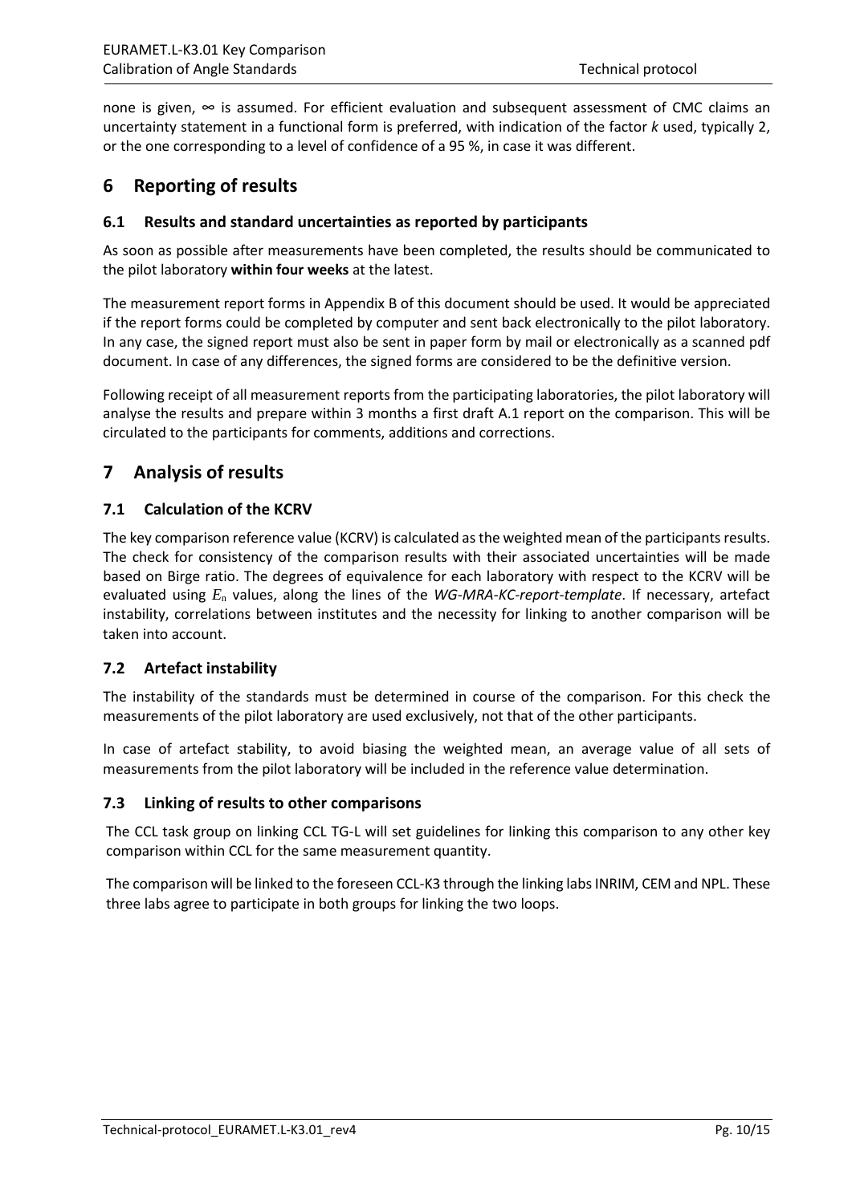none is given, ∞ is assumed. For efficient evaluation and subsequent assessment of CMC claims an uncertainty statement in a functional form is preferred, with indication of the factor $k$ used, typically 2, or the one corresponding to a level of confidence of a 95 %, in case it was different.

# 6 Reporting of results

## 6.1 Results and standard uncertainties as reported by participants

As soon as possible after measurements have been completed, the results should be communicated to the pilot laboratory **within four weeks** at the latest.

The measurement report forms in Appendix B of this document should be used. It would be appreciated if the report forms could be completed by computer and sent back electronically to the pilot laboratory. In any case, the signed report must also be sent in paper form by mail or electronically as a scanned pdf document. In case of any differences, the signed forms are considered to be the definitive version.

Following receipt of all measurement reports from the participating laboratories, the pilot laboratory will analyse the results and prepare within 3 months a first draft A.1 report on the comparison. This will be circulated to the participants for comments, additions and corrections.

# 7 Analysis of results

## 7.1 Calculation of the KCRV

The key comparison reference value (KCRV) is calculated as the weighted mean of the participants results. The check for consistency of the comparison results with their associated uncertainties will be made based on Birge ratio. The degrees of equivalence for each laboratory with respect to the KCRV will be evaluated using $E_n$ values, along the lines of the *WG-MRA-KC-report-template*. If necessary, artefact instability, correlations between institutes and the necessity for linking to another comparison will be taken into account.

## 7.2 Artefact instability

The instability of the standards must be determined in course of the comparison. For this check the measurements of the pilot laboratory are used exclusively, not that of the other participants.

In case of artefact stability, to avoid biasing the weighted mean, an average value of all sets of measurements from the pilot laboratory will be included in the reference value determination.

## 7.3 Linking of results to other comparisons

The CCL task group on linking CCL TG-L will set guidelines for linking this comparison to any other key comparison within CCL for the same measurement quantity.

The comparison will be linked to the foreseen CCL-K3 through the linking labs INRIM, CEM and NPL. These three labs agree to participate in both groups for linking the two loops.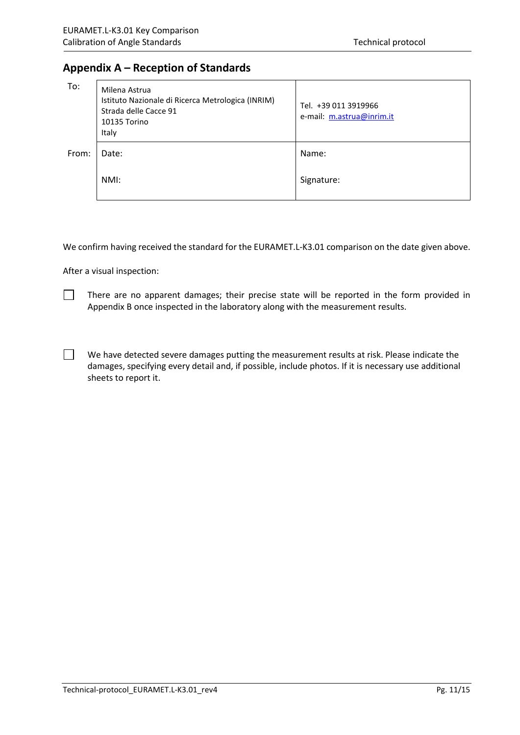## Appendix A – Reception of Standards

| | | |
|---|---|---|
| To: | Milena Astrua<br>Istituto Nazionale di Ricerca Metrologica (INRIM)<br>Strada delle Cacce 91<br>10135 Torino<br>Italy | Tel. +39 011 3919966<br>e-mail: m.astrua@inrim.it |
| From: | Date:<br><br>NMI: | Name:<br><br>Signature: |

We confirm having received the standard for the EURAMET.L-K3.01 comparison on the date given above.

After a visual inspection:

☐ There are no apparent damages; their precise state will be reported in the form provided in Appendix B once inspected in the laboratory along with the measurement results.

☐ We have detected severe damages putting the measurement results at risk. Please indicate the damages, specifying every detail and, if possible, include photos. If it is necessary use additional sheets to report it.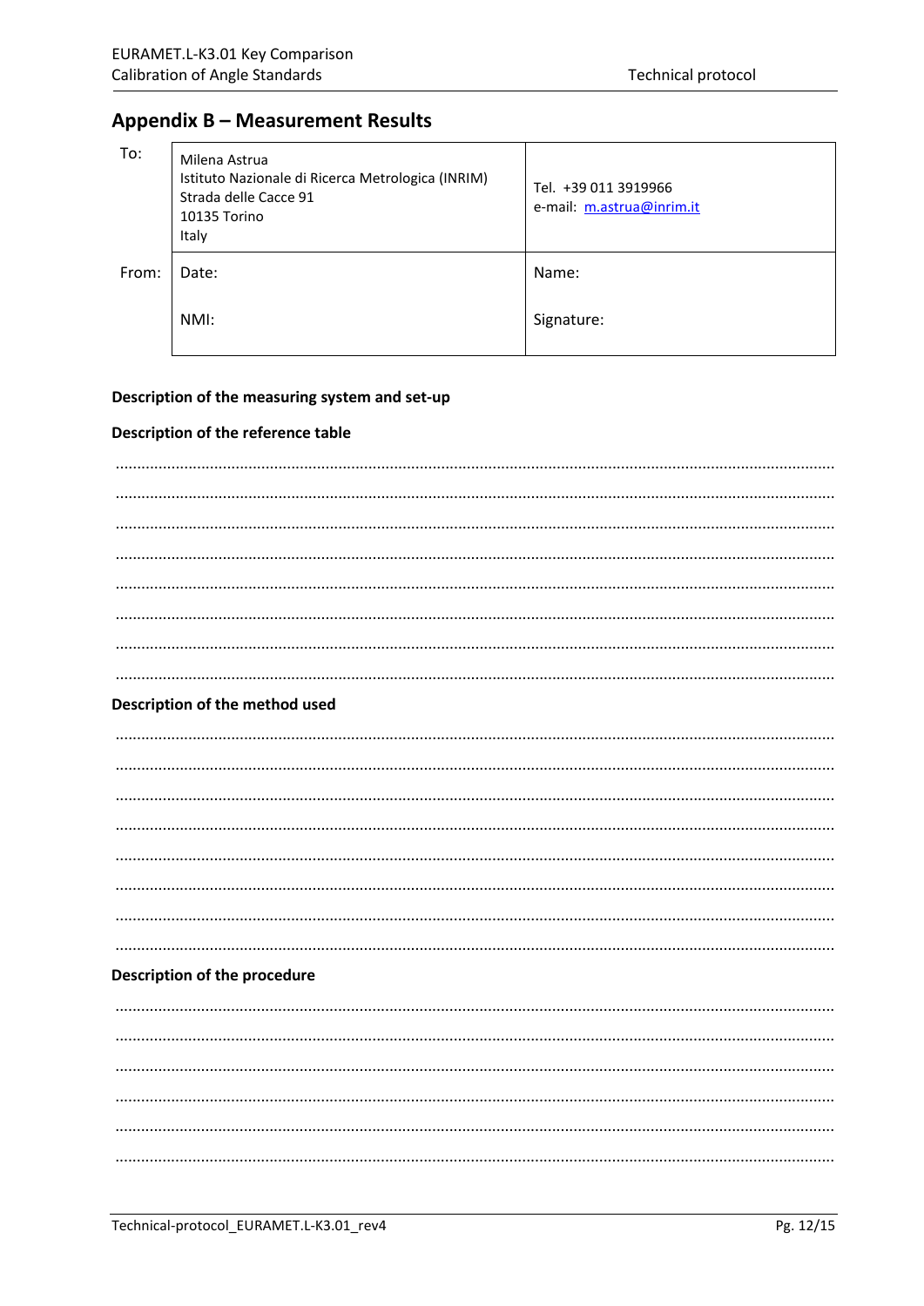## Appendix B – Measurement Results

| To: | Milena Astrua<br>Istituto Nazionale di Ricerca Metrologica (INRIM)<br>Strada delle Cacce 91<br>10135 Torino<br>Italy | Tel. +39 011 3919966<br>e-mail: m.astrua@inrim.it |
|---|---|---|
| From: | Date:<br><br>NMI: | Name:<br><br>Signature: |

**Description of the measuring system and set-up**

**Description of the reference table**

…………………………………………………………………………………………………………………………………………

…………………………………………………………………………………………………………………………………………

…………………………………………………………………………………………………………………………………………

…………………………………………………………………………………………………………………………………………

…………………………………………………………………………………………………………………………………………

…………………………………………………………………………………………………………………………………………

…………………………………………………………………………………………………………………………………………

…………………………………………………………………………………………………………………………………………

**Description of the method used**

…………………………………………………………………………………………………………………………………………

…………………………………………………………………………………………………………………………………………

…………………………………………………………………………………………………………………………………………

…………………………………………………………………………………………………………………………………………

…………………………………………………………………………………………………………………………………………

…………………………………………………………………………………………………………………………………………

…………………………………………………………………………………………………………………………………………

…………………………………………………………………………………………………………………………………………

**Description of the procedure**

…………………………………………………………………………………………………………………………………………

…………………………………………………………………………………………………………………………………………

…………………………………………………………………………………………………………………………………………

…………………………………………………………………………………………………………………………………………

…………………………………………………………………………………………………………………………………………

…………………………………………………………………………………………………………………………………………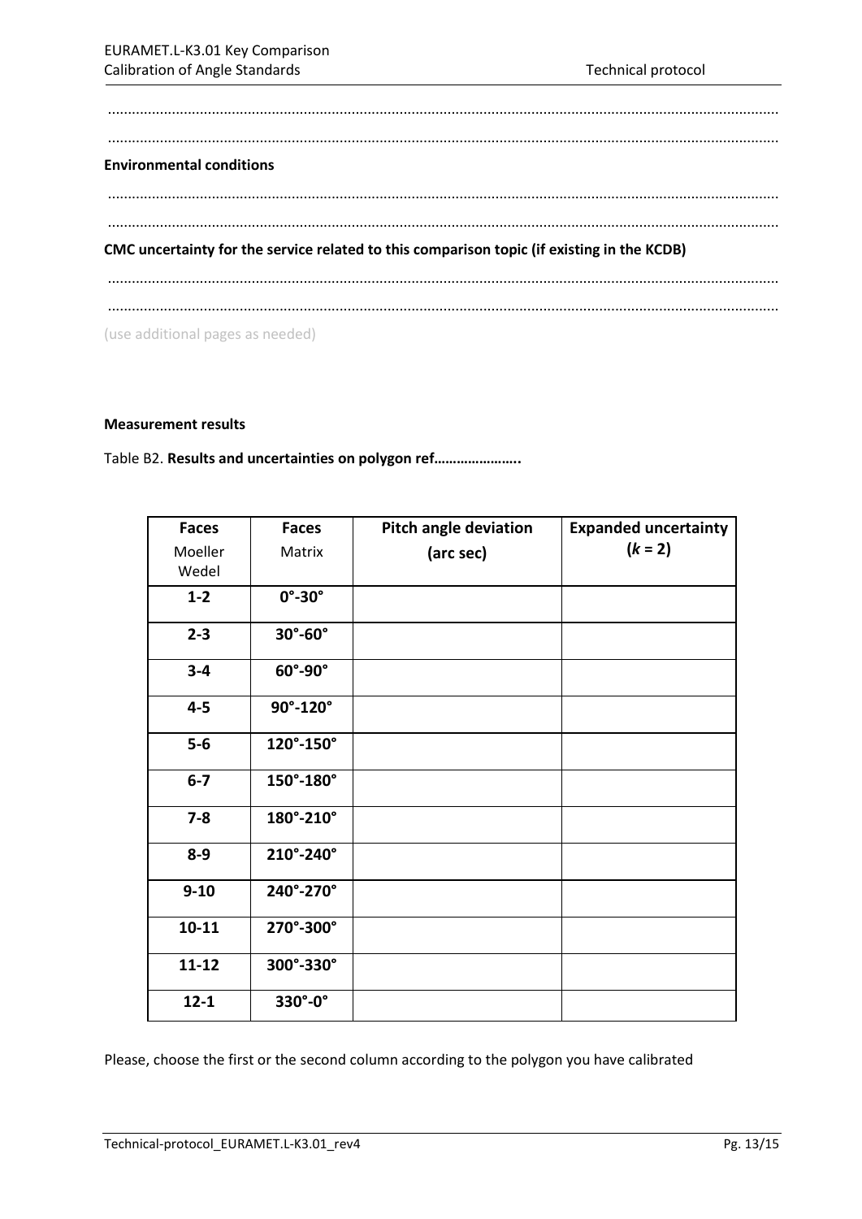......................................................................................................................................................

......................................................................................................................................................

**Environmental conditions**

......................................................................................................................................................

......................................................................................................................................................

**CMC uncertainty for the service related to this comparison topic (if existing in the KCDB)**

......................................................................................................................................................

......................................................................................................................................................

(use additional pages as needed)

**Measurement results**

Table B2. **Results and uncertainties on polygon ref…………………..**

| **Faces** Moeller Wedel | **Faces** Matrix | **Pitch angle deviation (arc sec)** | **Expanded uncertainty ($k$ = 2)** |
|---|---|---|---|
| **1-2** | **0°-30°** | | |
| **2-3** | **30°-60°** | | |
| **3-4** | **60°-90°** | | |
| **4-5** | **90°-120°** | | |
| **5-6** | **120°-150°** | | |
| **6-7** | **150°-180°** | | |
| **7-8** | **180°-210°** | | |
| **8-9** | **210°-240°** | | |
| **9-10** | **240°-270°** | | |
| **10-11** | **270°-300°** | | |
| **11-12** | **300°-330°** | | |
| **12-1** | **330°-0°** | | |

Please, choose the first or the second column according to the polygon you have calibrated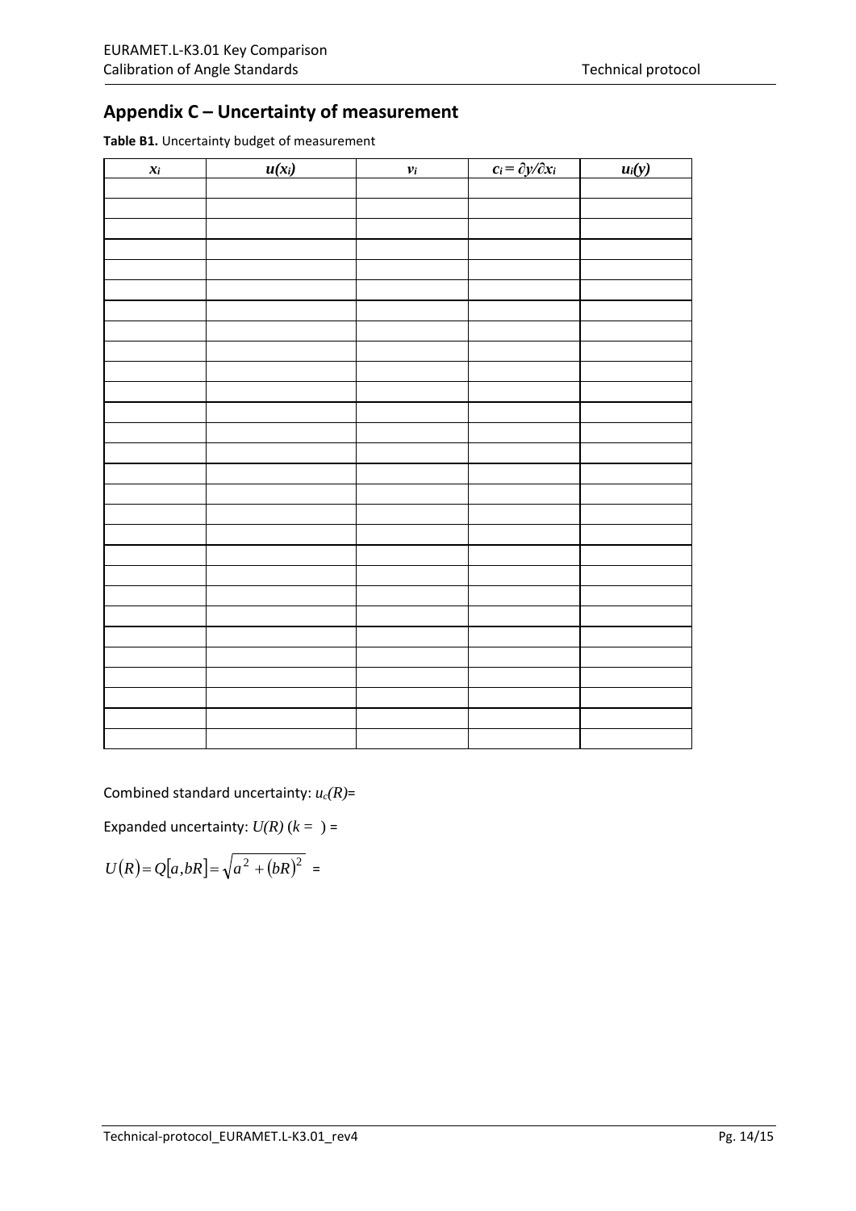## Appendix C – Uncertainty of measurement

**Table B1.** Uncertainty budget of measurement

| $x_i$ | $u(x_i)$ | $v_i$ | $c_i = \partial y/\partial x_i$ | $u_i(y)$ |
|---|---|---|---|---|
| | | | | |
| | | | | |
| | | | | |
| | | | | |
| | | | | |
| | | | | |
| | | | | |
| | | | | |
| | | | | |
| | | | | |
| | | | | |
| | | | | |
| | | | | |
| | | | | |
| | | | | |
| | | | | |
| | | | | |
| | | | | |
| | | | | |
| | | | | |
| | | | | |
| | | | | |
| | | | | |
| | | | | |
| | | | | |
| | | | | |
| | | | | |
| | | | | |

Combined standard uncertainty: $u_c(R)$=

Expanded uncertainty: $U(R)$ ($k =$ ) =

$U(R) = Q[a, bR] = \sqrt{a^2 + (bR)^2}$ =